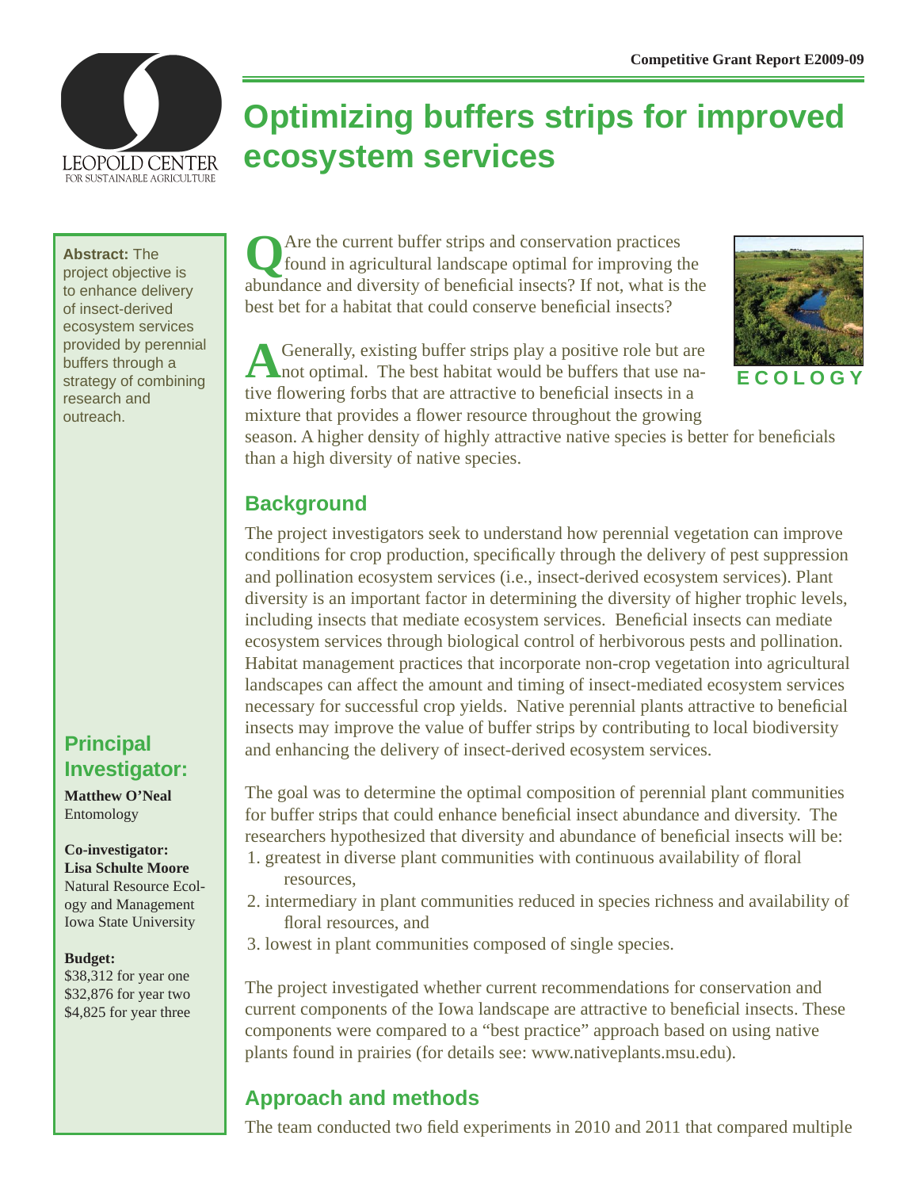Competitive Grant Report E2009-09

# Optimizing buffers strips for improved ecosystem services

**Abstract:** The project objective is to enhance delivery of insect-derived ecosystem services provided by perennial buffers through a strategy of combining research and outreach.

## Principal Investigator:

**Matthew O'Neal**
Entomology

**Co-investigator:**
**Lisa Schulte Moore**
Natural Resource Ecology and Management
Iowa State University

**Budget:**
$38,312 for year one
$32,876 for year two
$4,825 for year three

**Q** Are the current buffer strips and conservation practices found in agricultural landscape optimal for improving the abundance and diversity of beneficial insects? If not, what is the best bet for a habitat that could conserve beneficial insects?

**A** Generally, existing buffer strips play a positive role but are not optimal. The best habitat would be buffers that use native flowering forbs that are attractive to beneficial insects in a mixture that provides a flower resource throughout the growing season. A higher density of highly attractive native species is better for beneficials than a high diversity of native species.

ECOLOGY

## Background

The project investigators seek to understand how perennial vegetation can improve conditions for crop production, specifically through the delivery of pest suppression and pollination ecosystem services (i.e., insect-derived ecosystem services). Plant diversity is an important factor in determining the diversity of higher trophic levels, including insects that mediate ecosystem services. Beneficial insects can mediate ecosystem services through biological control of herbivorous pests and pollination. Habitat management practices that incorporate non-crop vegetation into agricultural landscapes can affect the amount and timing of insect-mediated ecosystem services necessary for successful crop yields. Native perennial plants attractive to beneficial insects may improve the value of buffer strips by contributing to local biodiversity and enhancing the delivery of insect-derived ecosystem services.

The goal was to determine the optimal composition of perennial plant communities for buffer strips that could enhance beneficial insect abundance and diversity. The researchers hypothesized that diversity and abundance of beneficial insects will be:

1. greatest in diverse plant communities with continuous availability of floral resources,
2. intermediary in plant communities reduced in species richness and availability of floral resources, and
3. lowest in plant communities composed of single species.

The project investigated whether current recommendations for conservation and current components of the Iowa landscape are attractive to beneficial insects. These components were compared to a "best practice" approach based on using native plants found in prairies (for details see: www.nativeplants.msu.edu).

## Approach and methods

The team conducted two field experiments in 2010 and 2011 that compared multiple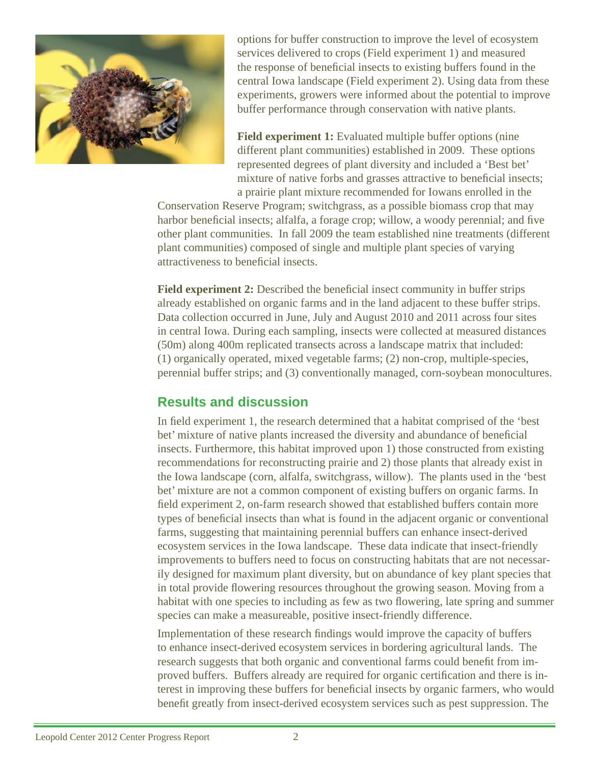options for buffer construction to improve the level of ecosystem services delivered to crops (Field experiment 1) and measured the response of beneficial insects to existing buffers found in the central Iowa landscape (Field experiment 2). Using data from these experiments, growers were informed about the potential to improve buffer performance through conservation with native plants.

**Field experiment 1:** Evaluated multiple buffer options (nine different plant communities) established in 2009. These options represented degrees of plant diversity and included a 'Best bet' mixture of native forbs and grasses attractive to beneficial insects; a prairie plant mixture recommended for Iowans enrolled in the Conservation Reserve Program; switchgrass, as a possible biomass crop that may harbor beneficial insects; alfalfa, a forage crop; willow, a woody perennial; and five other plant communities. In fall 2009 the team established nine treatments (different plant communities) composed of single and multiple plant species of varying attractiveness to beneficial insects.

**Field experiment 2:** Described the beneficial insect community in buffer strips already established on organic farms and in the land adjacent to these buffer strips. Data collection occurred in June, July and August 2010 and 2011 across four sites in central Iowa. During each sampling, insects were collected at measured distances (50m) along 400m replicated transects across a landscape matrix that included: (1) organically operated, mixed vegetable farms; (2) non-crop, multiple-species, perennial buffer strips; and (3) conventionally managed, corn-soybean monocultures.

## Results and discussion

In field experiment 1, the research determined that a habitat comprised of the 'best bet' mixture of native plants increased the diversity and abundance of beneficial insects. Furthermore, this habitat improved upon 1) those constructed from existing recommendations for reconstructing prairie and 2) those plants that already exist in the Iowa landscape (corn, alfalfa, switchgrass, willow). The plants used in the 'best bet' mixture are not a common component of existing buffers on organic farms. In field experiment 2, on-farm research showed that established buffers contain more types of beneficial insects than what is found in the adjacent organic or conventional farms, suggesting that maintaining perennial buffers can enhance insect-derived ecosystem services in the Iowa landscape. These data indicate that insect-friendly improvements to buffers need to focus on constructing habitats that are not necessarily designed for maximum plant diversity, but on abundance of key plant species that in total provide flowering resources throughout the growing season. Moving from a habitat with one species to including as few as two flowering, late spring and summer species can make a measureable, positive insect-friendly difference.

Implementation of these research findings would improve the capacity of buffers to enhance insect-derived ecosystem services in bordering agricultural lands. The research suggests that both organic and conventional farms could benefit from improved buffers. Buffers already are required for organic certification and there is interest in improving these buffers for beneficial insects by organic farmers, who would benefit greatly from insect-derived ecosystem services such as pest suppression. The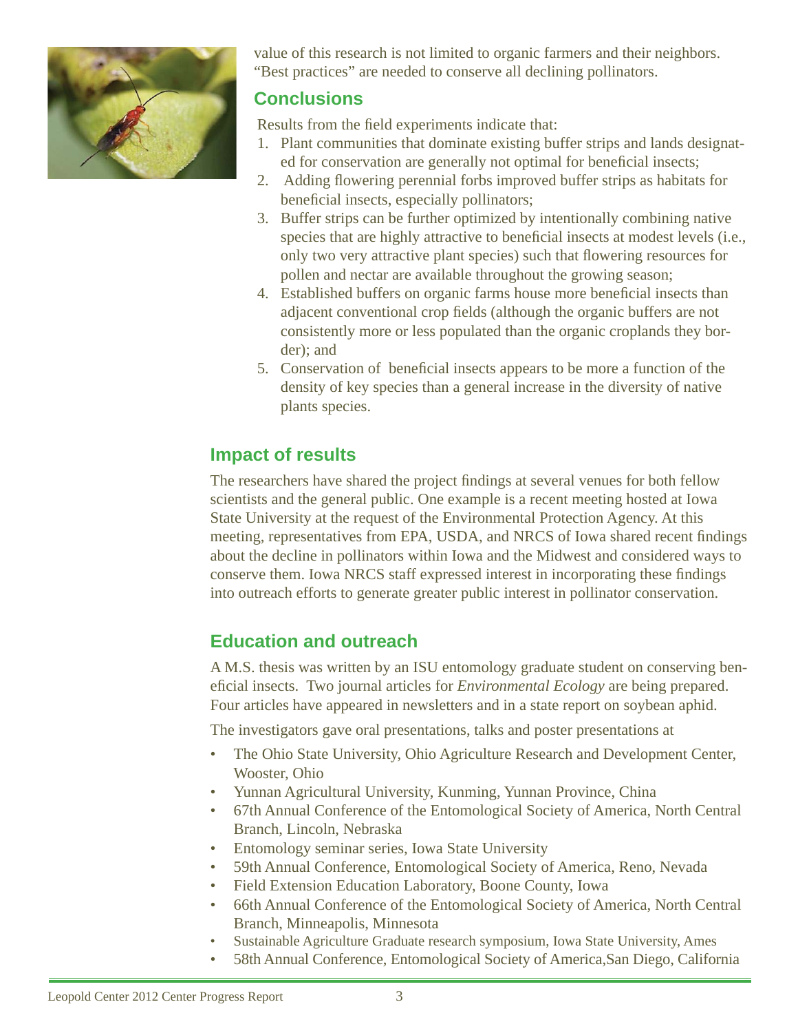value of this research is not limited to organic farmers and their neighbors. "Best practices" are needed to conserve all declining pollinators.

## Conclusions

Results from the field experiments indicate that:

1. Plant communities that dominate existing buffer strips and lands designated for conservation are generally not optimal for beneficial insects;
2. Adding flowering perennial forbs improved buffer strips as habitats for beneficial insects, especially pollinators;
3. Buffer strips can be further optimized by intentionally combining native species that are highly attractive to beneficial insects at modest levels (i.e., only two very attractive plant species) such that flowering resources for pollen and nectar are available throughout the growing season;
4. Established buffers on organic farms house more beneficial insects than adjacent conventional crop fields (although the organic buffers are not consistently more or less populated than the organic croplands they border); and
5. Conservation of beneficial insects appears to be more a function of the density of key species than a general increase in the diversity of native plants species.

## Impact of results

The researchers have shared the project findings at several venues for both fellow scientists and the general public. One example is a recent meeting hosted at Iowa State University at the request of the Environmental Protection Agency. At this meeting, representatives from EPA, USDA, and NRCS of Iowa shared recent findings about the decline in pollinators within Iowa and the Midwest and considered ways to conserve them. Iowa NRCS staff expressed interest in incorporating these findings into outreach efforts to generate greater public interest in pollinator conservation.

## Education and outreach

A M.S. thesis was written by an ISU entomology graduate student on conserving beneficial insects. Two journal articles for *Environmental Ecology* are being prepared. Four articles have appeared in newsletters and in a state report on soybean aphid.

The investigators gave oral presentations, talks and poster presentations at

- The Ohio State University, Ohio Agriculture Research and Development Center, Wooster, Ohio
- Yunnan Agricultural University, Kunming, Yunnan Province, China
- 67th Annual Conference of the Entomological Society of America, North Central Branch, Lincoln, Nebraska
- Entomology seminar series, Iowa State University
- 59th Annual Conference, Entomological Society of America, Reno, Nevada
- Field Extension Education Laboratory, Boone County, Iowa
- 66th Annual Conference of the Entomological Society of America, North Central Branch, Minneapolis, Minnesota
- Sustainable Agriculture Graduate research symposium, Iowa State University, Ames
- 58th Annual Conference, Entomological Society of America,San Diego, California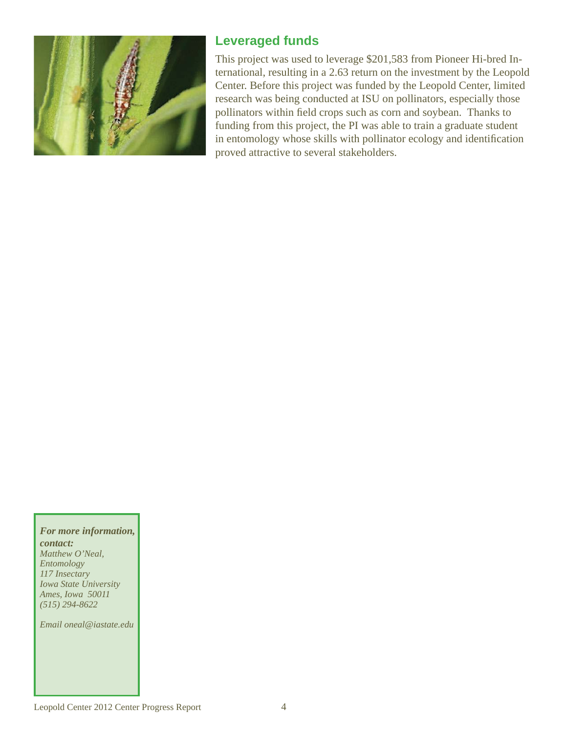## Leveraged funds

This project was used to leverage $201,583 from Pioneer Hi-bred International, resulting in a 2.63 return on the investment by the Leopold Center. Before this project was funded by the Leopold Center, limited research was being conducted at ISU on pollinators, especially those pollinators within field crops such as corn and soybean. Thanks to funding from this project, the PI was able to train a graduate student in entomology whose skills with pollinator ecology and identification proved attractive to several stakeholders.

***For more information, contact:***
*Matthew O'Neal,*
*Entomology*
*117 Insectary*
*Iowa State University*
*Ames, Iowa 50011*
*(515) 294-8622*

*Email oneal@iastate.edu*